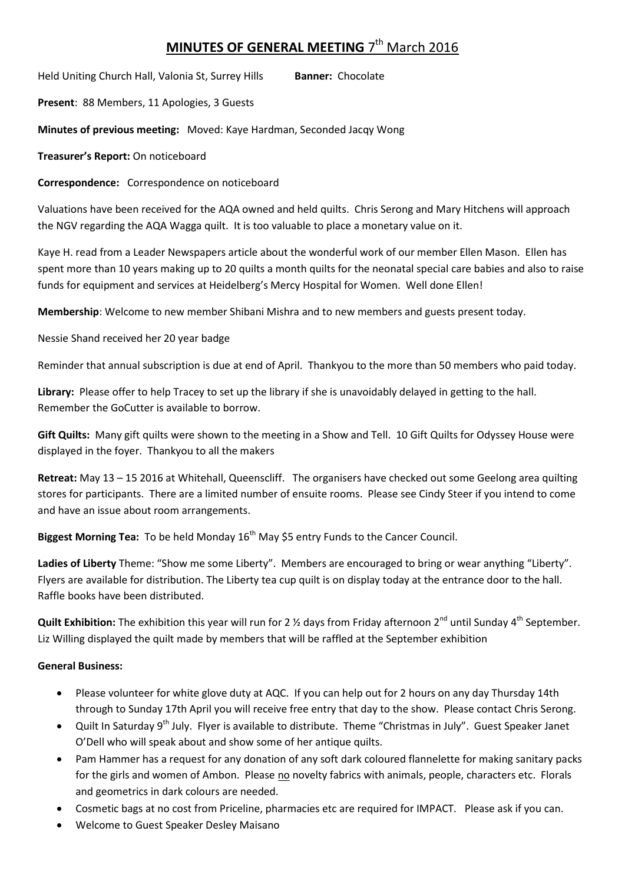# MINUTES OF GENERAL MEETING 7th March 2016

Held Uniting Church Hall, Valonia St, Surrey Hills **Banner:** Chocolate

**Present**: 88 Members, 11 Apologies, 3 Guests

**Minutes of previous meeting:** Moved: Kaye Hardman, Seconded Jacqy Wong

**Treasurer's Report:** On noticeboard

**Correspondence:** Correspondence on noticeboard

Valuations have been received for the AQA owned and held quilts. Chris Serong and Mary Hitchens will approach the NGV regarding the AQA Wagga quilt. It is too valuable to place a monetary value on it.

Kaye H. read from a Leader Newspapers article about the wonderful work of our member Ellen Mason. Ellen has spent more than 10 years making up to 20 quilts a month quilts for the neonatal special care babies and also to raise funds for equipment and services at Heidelberg's Mercy Hospital for Women. Well done Ellen!

**Membership**: Welcome to new member Shibani Mishra and to new members and guests present today.

Nessie Shand received her 20 year badge

Reminder that annual subscription is due at end of April. Thankyou to the more than 50 members who paid today.

**Library:** Please offer to help Tracey to set up the library if she is unavoidably delayed in getting to the hall. Remember the GoCutter is available to borrow.

**Gift Quilts:** Many gift quilts were shown to the meeting in a Show and Tell. 10 Gift Quilts for Odyssey House were displayed in the foyer. Thankyou to all the makers

**Retreat:** May 13 – 15 2016 at Whitehall, Queenscliff. The organisers have checked out some Geelong area quilting stores for participants. There are a limited number of ensuite rooms. Please see Cindy Steer if you intend to come and have an issue about room arrangements.

**Biggest Morning Tea:** To be held Monday 16th May $5 entry Funds to the Cancer Council.

**Ladies of Liberty** Theme: "Show me some Liberty". Members are encouraged to bring or wear anything "Liberty". Flyers are available for distribution. The Liberty tea cup quilt is on display today at the entrance door to the hall. Raffle books have been distributed.

**Quilt Exhibition:** The exhibition this year will run for 2 ½ days from Friday afternoon 2nd until Sunday 4th September. Liz Willing displayed the quilt made by members that will be raffled at the September exhibition

**General Business:**

- Please volunteer for white glove duty at AQC. If you can help out for 2 hours on any day Thursday 14th through to Sunday 17th April you will receive free entry that day to the show. Please contact Chris Serong.
- Quilt In Saturday 9th July. Flyer is available to distribute. Theme "Christmas in July". Guest Speaker Janet O'Dell who will speak about and show some of her antique quilts.
- Pam Hammer has a request for any donation of any soft dark coloured flannelette for making sanitary packs for the girls and women of Ambon. Please no novelty fabrics with animals, people, characters etc. Florals and geometrics in dark colours are needed.
- Cosmetic bags at no cost from Priceline, pharmacies etc are required for IMPACT. Please ask if you can.
- Welcome to Guest Speaker Desley Maisano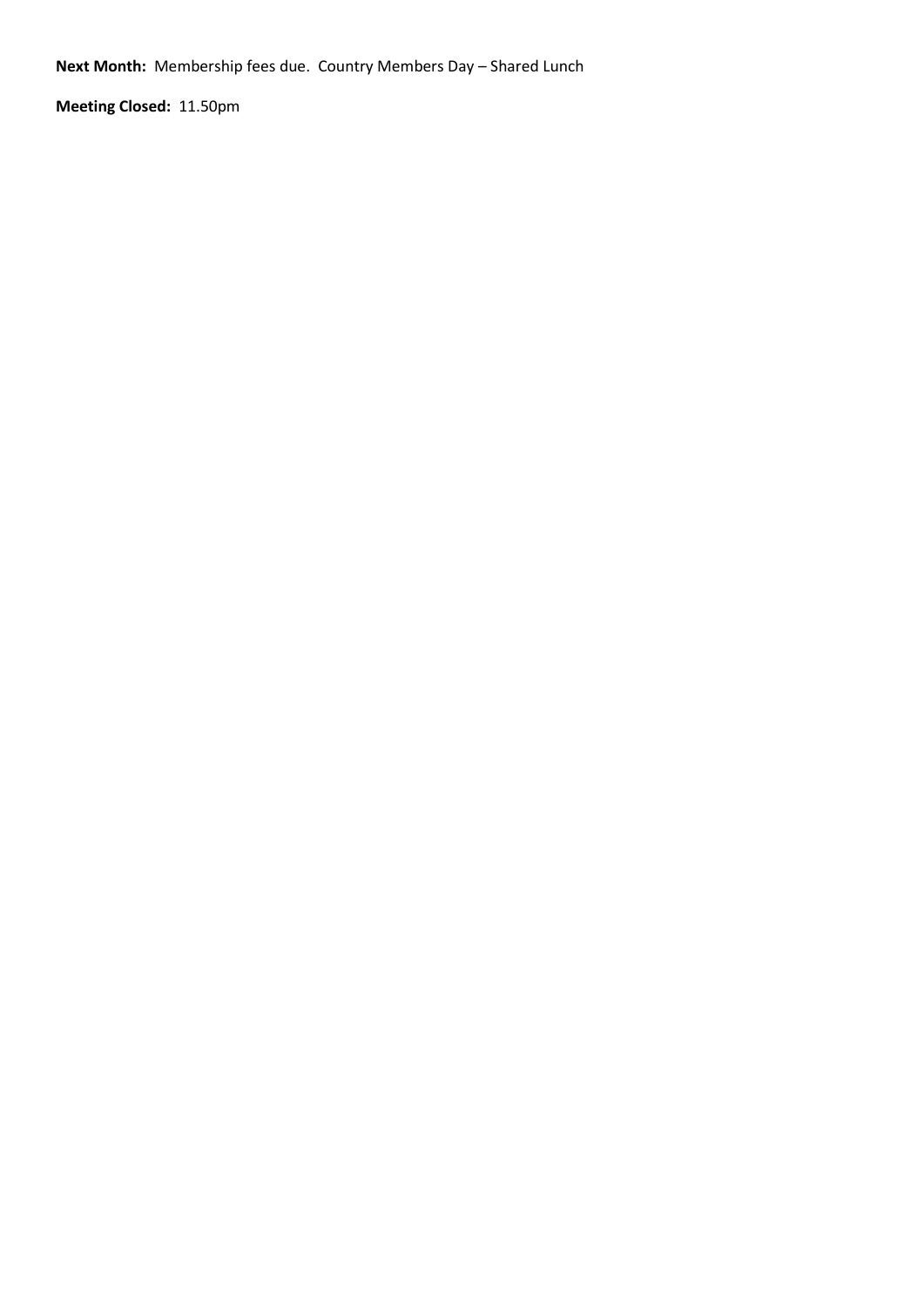**Next Month:** Membership fees due. Country Members Day – Shared Lunch

**Meeting Closed:** 11.50pm